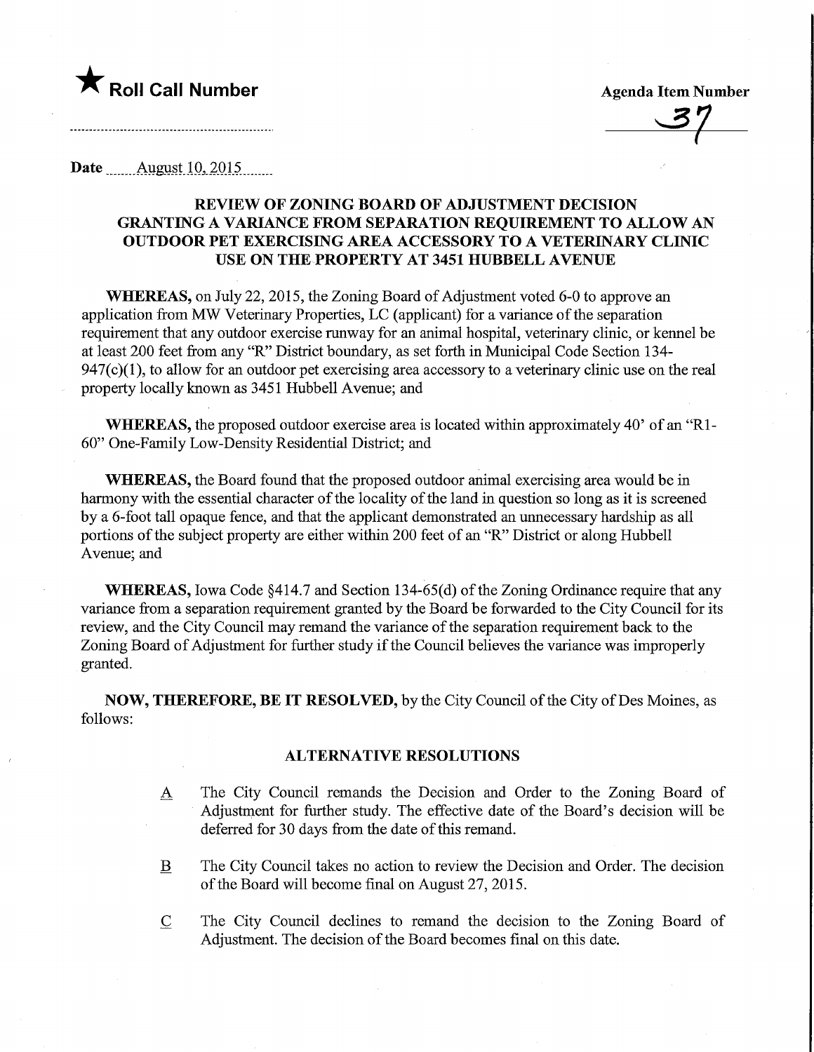★ **Roll Call Number**

**Agenda Item Number**

37

Date August 10, 2015

## REVIEW OF ZONING BOARD OF ADJUSTMENT DECISION GRANTING A VARIANCE FROM SEPARATION REQUIREMENT TO ALLOW AN OUTDOOR PET EXERCISING AREA ACCESSORY TO A VETERINARY CLINIC USE ON THE PROPERTY AT 3451 HUBBELL AVENUE

**WHEREAS,** on July 22, 2015, the Zoning Board of Adjustment voted 6-0 to approve an application from MW Veterinary Properties, LC (applicant) for a variance of the separation requirement that any outdoor exercise runway for an animal hospital, veterinary clinic, or kennel be at least 200 feet from any "R" District boundary, as set forth in Municipal Code Section 134-947(c)(1), to allow for an outdoor pet exercising area accessory to a veterinary clinic use on the real property locally known as 3451 Hubbell Avenue; and

**WHEREAS,** the proposed outdoor exercise area is located within approximately 40' of an "R1-60" One-Family Low-Density Residential District; and

**WHEREAS,** the Board found that the proposed outdoor animal exercising area would be in harmony with the essential character of the locality of the land in question so long as it is screened by a 6-foot tall opaque fence, and that the applicant demonstrated an unnecessary hardship as all portions of the subject property are either within 200 feet of an "R" District or along Hubbell Avenue; and

**WHEREAS,** Iowa Code §414.7 and Section 134-65(d) of the Zoning Ordinance require that any variance from a separation requirement granted by the Board be forwarded to the City Council for its review, and the City Council may remand the variance of the separation requirement back to the Zoning Board of Adjustment for further study if the Council believes the variance was improperly granted.

**NOW, THEREFORE, BE IT RESOLVED,** by the City Council of the City of Des Moines, as follows:

### ALTERNATIVE RESOLUTIONS

A The City Council remands the Decision and Order to the Zoning Board of Adjustment for further study. The effective date of the Board's decision will be deferred for 30 days from the date of this remand.

B The City Council takes no action to review the Decision and Order. The decision of the Board will become final on August 27, 2015.

C The City Council declines to remand the decision to the Zoning Board of Adjustment. The decision of the Board becomes final on this date.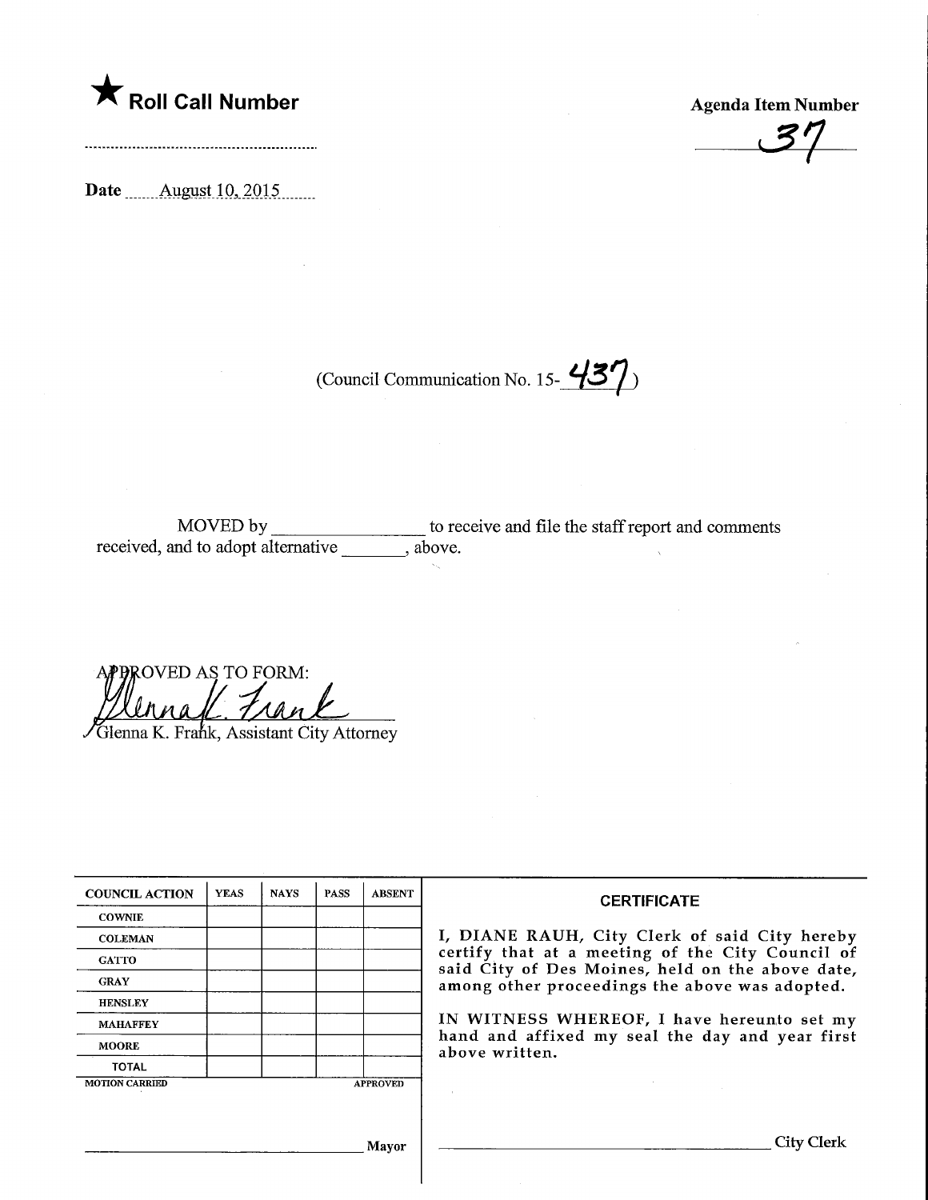★ **Roll Call Number**

..........................................................

**Agenda Item Number**

37

**Date** August 10, 2015

(Council Communication No. 15- 437)

MOVED by _______________ to receive and file the staff report and comments received, and to adopt alternative _______, above.

APPROVED AS TO FORM:

Glenna K. Frank, Assistant City Attorney

| COUNCIL ACTION | YEAS | NAYS | PASS | ABSENT |
|---|---|---|---|---|
| COWNIE | | | | |
| COLEMAN | | | | |
| GATTO | | | | |
| GRAY | | | | |
| HENSLEY | | | | |
| MAHAFFEY | | | | |
| MOORE | | | | |
| TOTAL | | | | |
| MOTION CARRIED | | | | APPROVED |

_______________________________ Mayor

**CERTIFICATE**

I, DIANE RAUH, City Clerk of said City hereby certify that at a meeting of the City Council of said City of Des Moines, held on the above date, among other proceedings the above was adopted.

IN WITNESS WHEREOF, I have hereunto set my hand and affixed my seal the day and year first above written.

_______________________________ City Clerk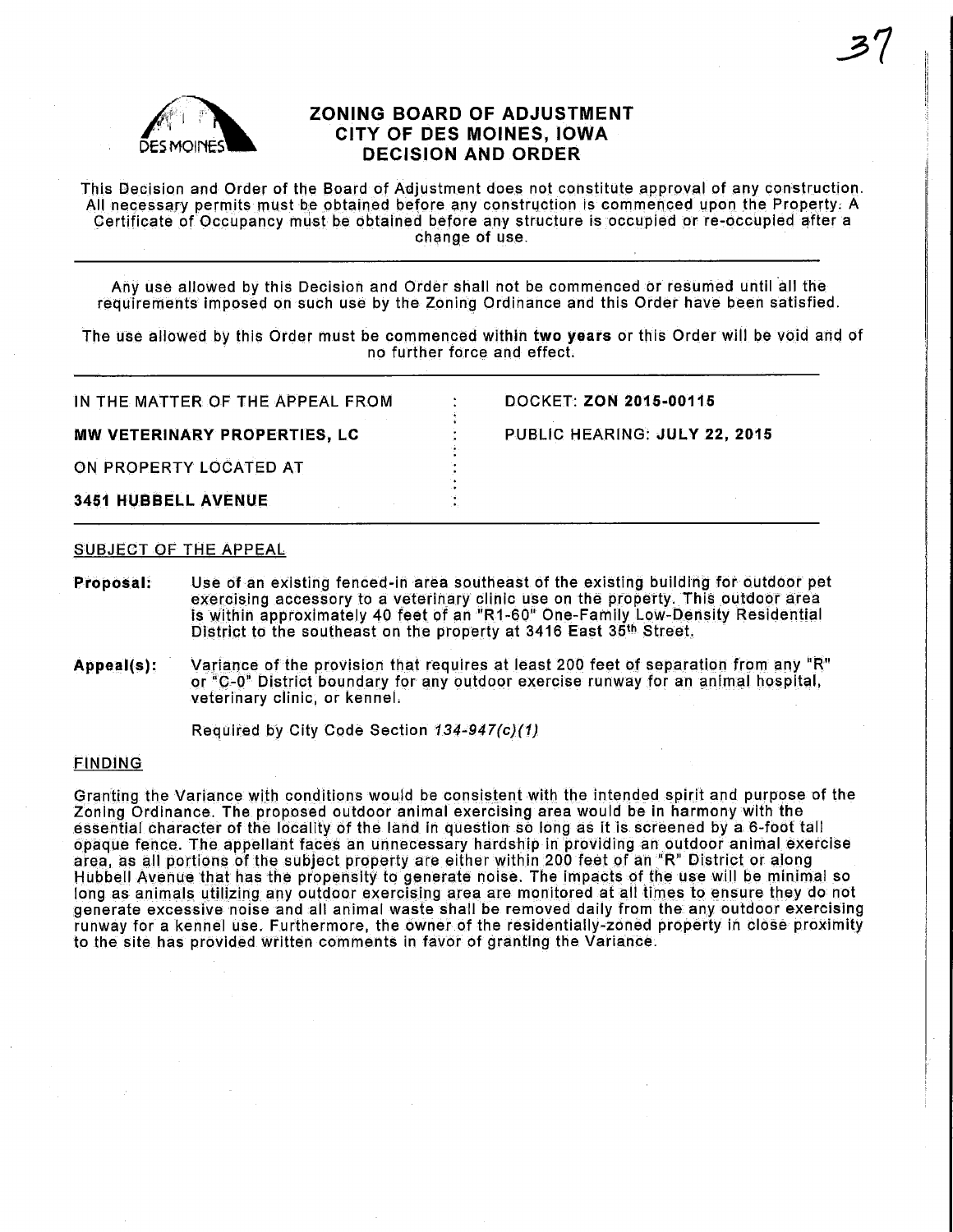# ZONING BOARD OF ADJUSTMENT
## CITY OF DES MOINES, IOWA
## DECISION AND ORDER

This Decision and Order of the Board of Adjustment does not constitute approval of any construction. All necessary permits must be obtained before any construction is commenced upon the Property. A Certificate of Occupancy must be obtained before any structure is occupied or re-occupied after a change of use.

---

Any use allowed by this Decision and Order shall not be commenced or resumed until all the requirements imposed on such use by the Zoning Ordinance and this Order have been satisfied.

The use allowed by this Order must be commenced within **two years** or this Order will be void and of no further force and effect.

---

| | | |
|---|---|---|
| IN THE MATTER OF THE APPEAL FROM | : | DOCKET: **ZON 2015-00115** |
| **MW VETERINARY PROPERTIES, LC** | : | PUBLIC HEARING: **JULY 22, 2015** |
| ON PROPERTY LOCATED AT | : | |
| **3451 HUBBELL AVENUE** | : | |

---

### SUBJECT OF THE APPEAL

**Proposal:** Use of an existing fenced-in area southeast of the existing building for outdoor pet exercising accessory to a veterinary clinic use on the property. This outdoor area is within approximately 40 feet of an "R1-60" One-Family Low-Density Residential District to the southeast on the property at 3416 East 35th Street.

**Appeal(s):** Variance of the provision that requires at least 200 feet of separation from any "R" or "C-0" District boundary for any outdoor exercise runway for an animal hospital, veterinary clinic, or kennel.

Required by City Code Section *134-947(c)(1)*

### FINDING

Granting the Variance with conditions would be consistent with the intended spirit and purpose of the Zoning Ordinance. The proposed outdoor animal exercising area would be in harmony with the essential character of the locality of the land in question so long as it is screened by a 6-foot tall opaque fence. The appellant faces an unnecessary hardship in providing an outdoor animal exercise area, as all portions of the subject property are either within 200 feet of an "R" District or along Hubbell Avenue that has the propensity to generate noise. The impacts of the use will be minimal so long as animals utilizing any outdoor exercising area are monitored at all times to ensure they do not generate excessive noise and all animal waste shall be removed daily from the any outdoor exercising runway for a kennel use. Furthermore, the owner of the residentially-zoned property in close proximity to the site has provided written comments in favor of granting the Variance.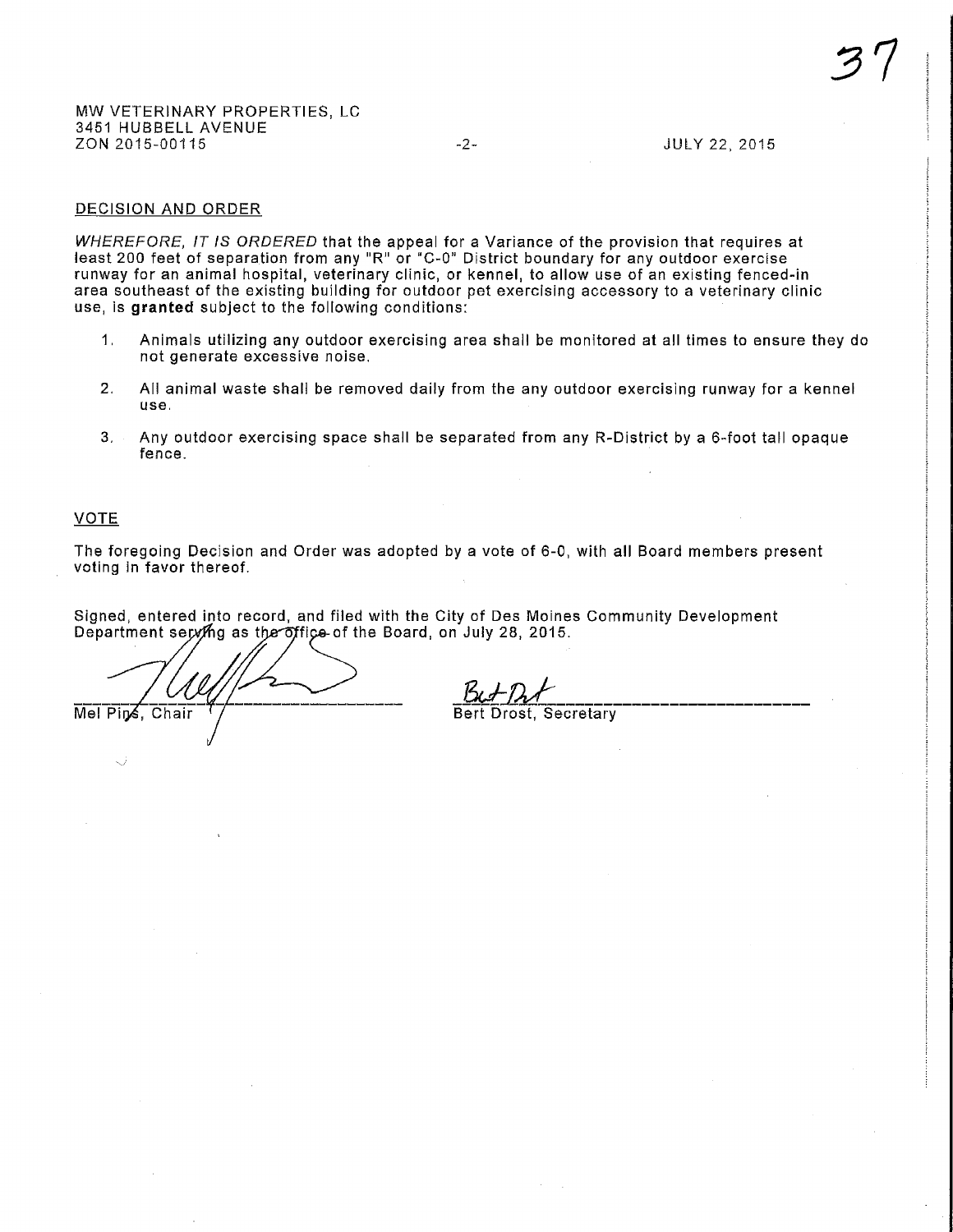MW VETERINARY PROPERTIES, LC
3451 HUBBELL AVENUE
ZON 2015-00115 -2- JULY 22, 2015

## DECISION AND ORDER

*WHEREFORE, IT IS ORDERED* that the appeal for a Variance of the provision that requires at least 200 feet of separation from any "R" or "C-0" District boundary for any outdoor exercise runway for an animal hospital, veterinary clinic, or kennel, to allow use of an existing fenced-in area southeast of the existing building for outdoor pet exercising accessory to a veterinary clinic use, is **granted** subject to the following conditions:

1. Animals utilizing any outdoor exercising area shall be monitored at all times to ensure they do not generate excessive noise.
2. All animal waste shall be removed daily from the any outdoor exercising runway for a kennel use.
3. Any outdoor exercising space shall be separated from any R-District by a 6-foot tall opaque fence.

## VOTE

The foregoing Decision and Order was adopted by a vote of 6-0, with all Board members present voting in favor thereof.

Signed, entered into record, and filed with the City of Des Moines Community Development Department serving as the office of the Board, on July 28, 2015.

Mel Pins, Chair

Bert Drost, Secretary